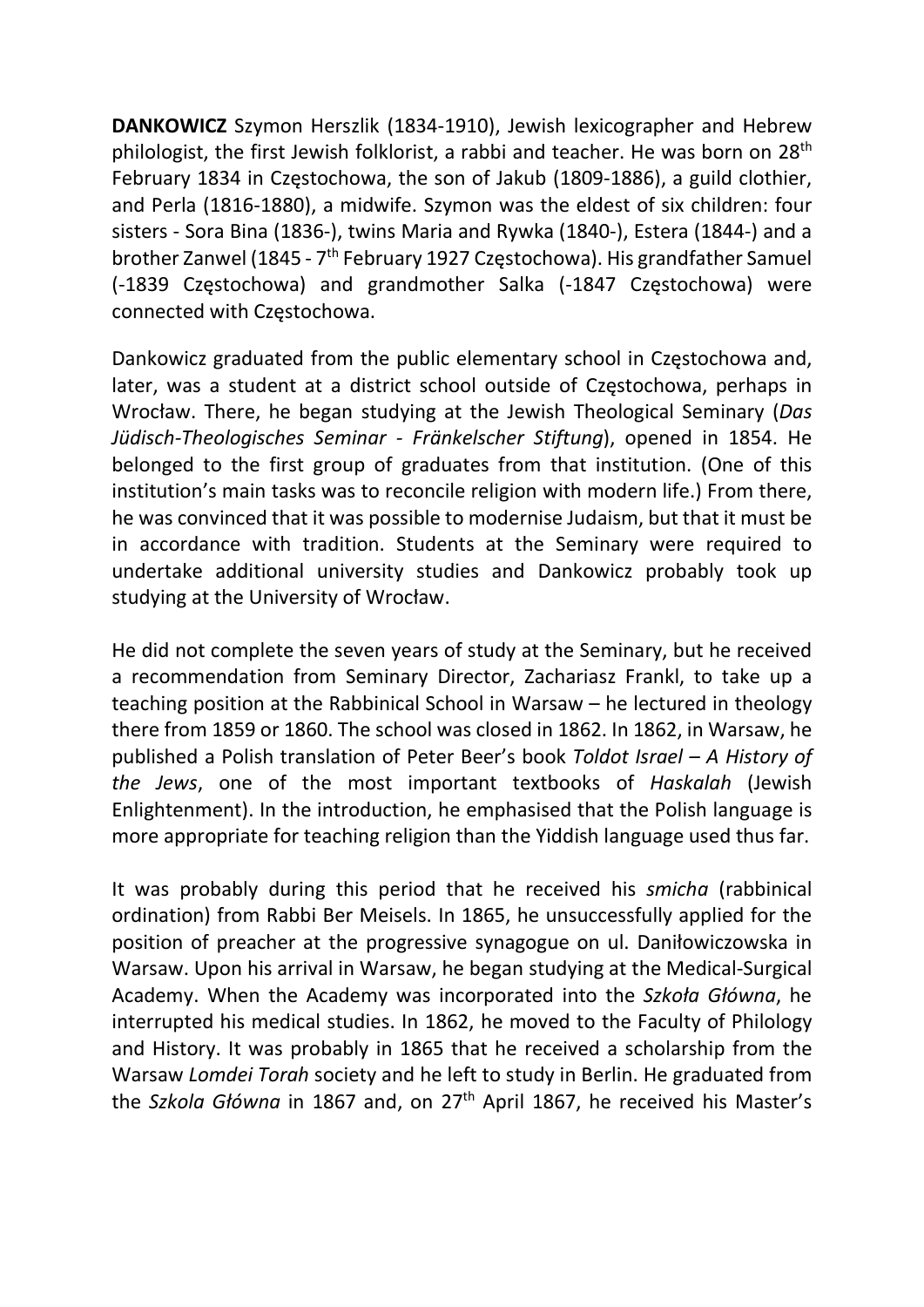**DANKOWICZ** Szymon Herszlik (1834-1910), Jewish lexicographer and Hebrew philologist, the first Jewish folklorist, a rabbi and teacher. He was born on 28th February 1834 in Częstochowa, the son of Jakub (1809-1886), a guild clothier, and Perla (1816-1880), a midwife. Szymon was the eldest of six children: four sisters - Sora Bina (1836-), twins Maria and Rywka (1840-), Estera (1844-) and a brother Zanwel (1845 - 7th February 1927 Częstochowa). His grandfather Samuel (-1839 Częstochowa) and grandmother Salka (-1847 Częstochowa) were connected with Częstochowa.

Dankowicz graduated from the public elementary school in Częstochowa and, later, was a student at a district school outside of Częstochowa, perhaps in Wrocław. There, he began studying at the Jewish Theological Seminary (*Das Jüdisch-Theologisches Seminar - Fränkelscher Stiftung*), opened in 1854. He belonged to the first group of graduates from that institution. (One of this institution's main tasks was to reconcile religion with modern life.) From there, he was convinced that it was possible to modernise Judaism, but that it must be in accordance with tradition. Students at the Seminary were required to undertake additional university studies and Dankowicz probably took up studying at the University of Wrocław.

He did not complete the seven years of study at the Seminary, but he received a recommendation from Seminary Director, Zachariasz Frankl, to take up a teaching position at the Rabbinical School in Warsaw – he lectured in theology there from 1859 or 1860. The school was closed in 1862. In 1862, in Warsaw, he published a Polish translation of Peter Beer's book *Toldot Israel – A History of the Jews*, one of the most important textbooks of *Haskalah* (Jewish Enlightenment). In the introduction, he emphasised that the Polish language is more appropriate for teaching religion than the Yiddish language used thus far.

It was probably during this period that he received his *smicha* (rabbinical ordination) from Rabbi Ber Meisels. In 1865, he unsuccessfully applied for the position of preacher at the progressive synagogue on ul. Daniłowiczowska in Warsaw. Upon his arrival in Warsaw, he began studying at the Medical-Surgical Academy. When the Academy was incorporated into the *Szkoła Główna*, he interrupted his medical studies. In 1862, he moved to the Faculty of Philology and History. It was probably in 1865 that he received a scholarship from the Warsaw *Lomdei Torah* society and he left to study in Berlin. He graduated from the *Szkola Główna* in 1867 and, on 27th April 1867, he received his Master's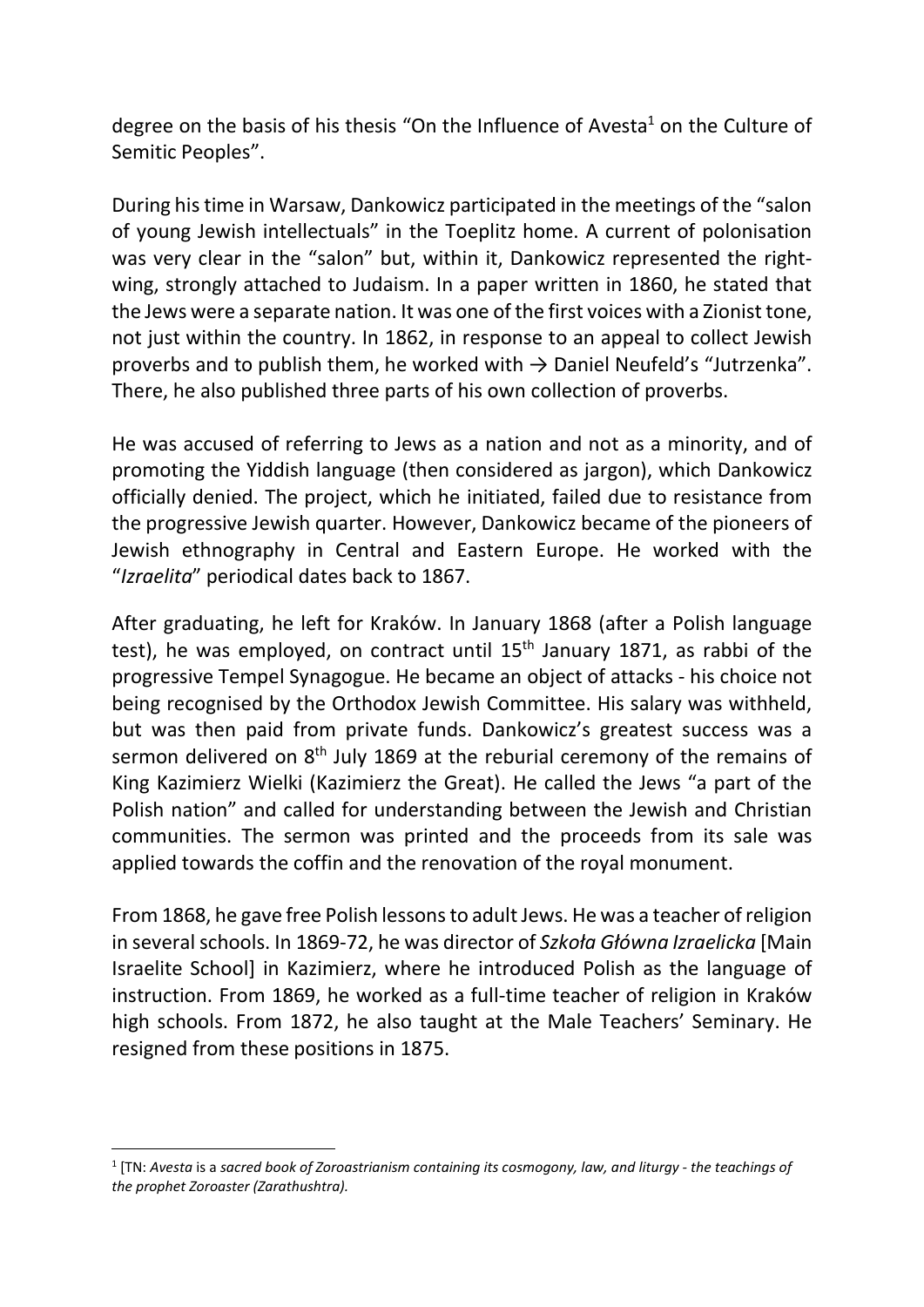degree on the basis of his thesis "On the Influence of Avesta[1] on the Culture of Semitic Peoples".

During his time in Warsaw, Dankowicz participated in the meetings of the "salon of young Jewish intellectuals" in the Toeplitz home. A current of polonisation was very clear in the "salon" but, within it, Dankowicz represented the right-wing, strongly attached to Judaism. In a paper written in 1860, he stated that the Jews were a separate nation. It was one of the first voices with a Zionist tone, not just within the country. In 1862, in response to an appeal to collect Jewish proverbs and to publish them, he worked with → Daniel Neufeld's "Jutrzenka". There, he also published three parts of his own collection of proverbs.

He was accused of referring to Jews as a nation and not as a minority, and of promoting the Yiddish language (then considered as jargon), which Dankowicz officially denied. The project, which he initiated, failed due to resistance from the progressive Jewish quarter. However, Dankowicz became of the pioneers of Jewish ethnography in Central and Eastern Europe. He worked with the "*Izraelita*" periodical dates back to 1867.

After graduating, he left for Kraków. In January 1868 (after a Polish language test), he was employed, on contract until 15th January 1871, as rabbi of the progressive Tempel Synagogue. He became an object of attacks - his choice not being recognised by the Orthodox Jewish Committee. His salary was withheld, but was then paid from private funds. Dankowicz's greatest success was a sermon delivered on 8th July 1869 at the reburial ceremony of the remains of King Kazimierz Wielki (Kazimierz the Great). He called the Jews "a part of the Polish nation" and called for understanding between the Jewish and Christian communities. The sermon was printed and the proceeds from its sale was applied towards the coffin and the renovation of the royal monument.

From 1868, he gave free Polish lessons to adult Jews. He was a teacher of religion in several schools. In 1869-72, he was director of *Szkoła Główna Izraelicka* [Main Israelite School] in Kazimierz, where he introduced Polish as the language of instruction. From 1869, he worked as a full-time teacher of religion in Kraków high schools. From 1872, he also taught at the Male Teachers' Seminary. He resigned from these positions in 1875.

---

[1] [TN: *Avesta* is a *sacred book of Zoroastrianism containing its cosmogony, law, and liturgy - the teachings of the prophet Zoroaster (Zarathushtra).*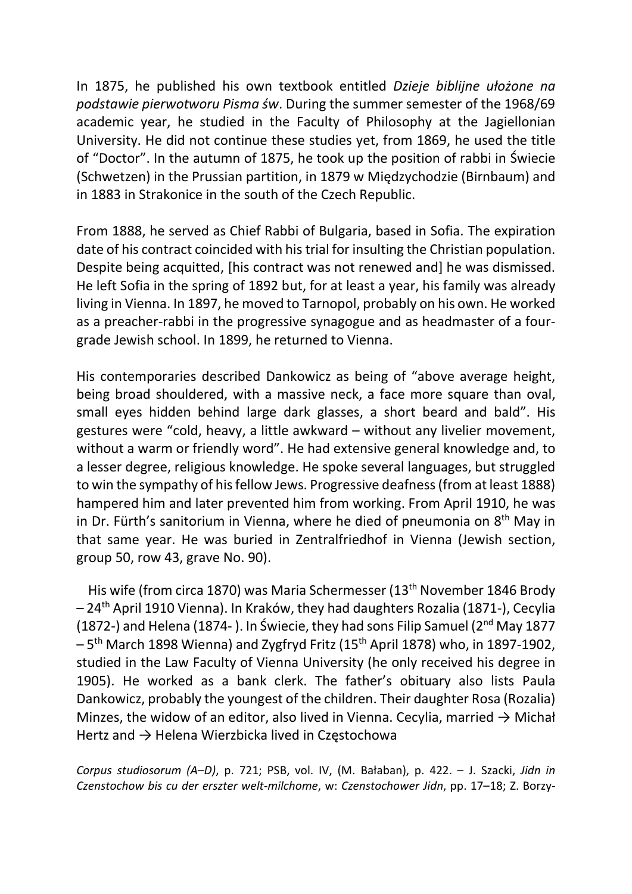In 1875, he published his own textbook entitled *Dzieje biblijne ułożone na podstawie pierwotworu Pisma św*. During the summer semester of the 1968/69 academic year, he studied in the Faculty of Philosophy at the Jagiellonian University. He did not continue these studies yet, from 1869, he used the title of "Doctor". In the autumn of 1875, he took up the position of rabbi in Świecie (Schwetzen) in the Prussian partition, in 1879 w Międzychodzie (Birnbaum) and in 1883 in Strakonice in the south of the Czech Republic.

From 1888, he served as Chief Rabbi of Bulgaria, based in Sofia. The expiration date of his contract coincided with his trial for insulting the Christian population. Despite being acquitted, [his contract was not renewed and] he was dismissed. He left Sofia in the spring of 1892 but, for at least a year, his family was already living in Vienna. In 1897, he moved to Tarnopol, probably on his own. He worked as a preacher-rabbi in the progressive synagogue and as headmaster of a four-grade Jewish school. In 1899, he returned to Vienna.

His contemporaries described Dankowicz as being of "above average height, being broad shouldered, with a massive neck, a face more square than oval, small eyes hidden behind large dark glasses, a short beard and bald". His gestures were "cold, heavy, a little awkward – without any livelier movement, without a warm or friendly word". He had extensive general knowledge and, to a lesser degree, religious knowledge. He spoke several languages, but struggled to win the sympathy of his fellow Jews. Progressive deafness (from at least 1888) hampered him and later prevented him from working. From April 1910, he was in Dr. Fürth's sanitorium in Vienna, where he died of pneumonia on 8th May in that same year. He was buried in Zentralfriedhof in Vienna (Jewish section, group 50, row 43, grave No. 90).

His wife (from circa 1870) was Maria Schermesser (13th November 1846 Brody – 24th April 1910 Vienna). In Kraków, they had daughters Rozalia (1871-), Cecylia (1872-) and Helena (1874- ). In Świecie, they had sons Filip Samuel (2nd May 1877 – 5th March 1898 Wienna) and Zygfryd Fritz (15th April 1878) who, in 1897-1902, studied in the Law Faculty of Vienna University (he only received his degree in 1905). He worked as a bank clerk. The father's obituary also lists Paula Dankowicz, probably the youngest of the children. Their daughter Rosa (Rozalia) Minzes, the widow of an editor, also lived in Vienna. Cecylia, married → Michał Hertz and → Helena Wierzbicka lived in Częstochowa

*Corpus studiosorum (A–D)*, p. 721; PSB, vol. IV, (M. Bałaban), p. 422. – J. Szacki, *Jidn in Czenstochow bis cu der erszter welt-milchome*, w: *Czenstochower Jidn*, pp. 17–18; Z. Borzy-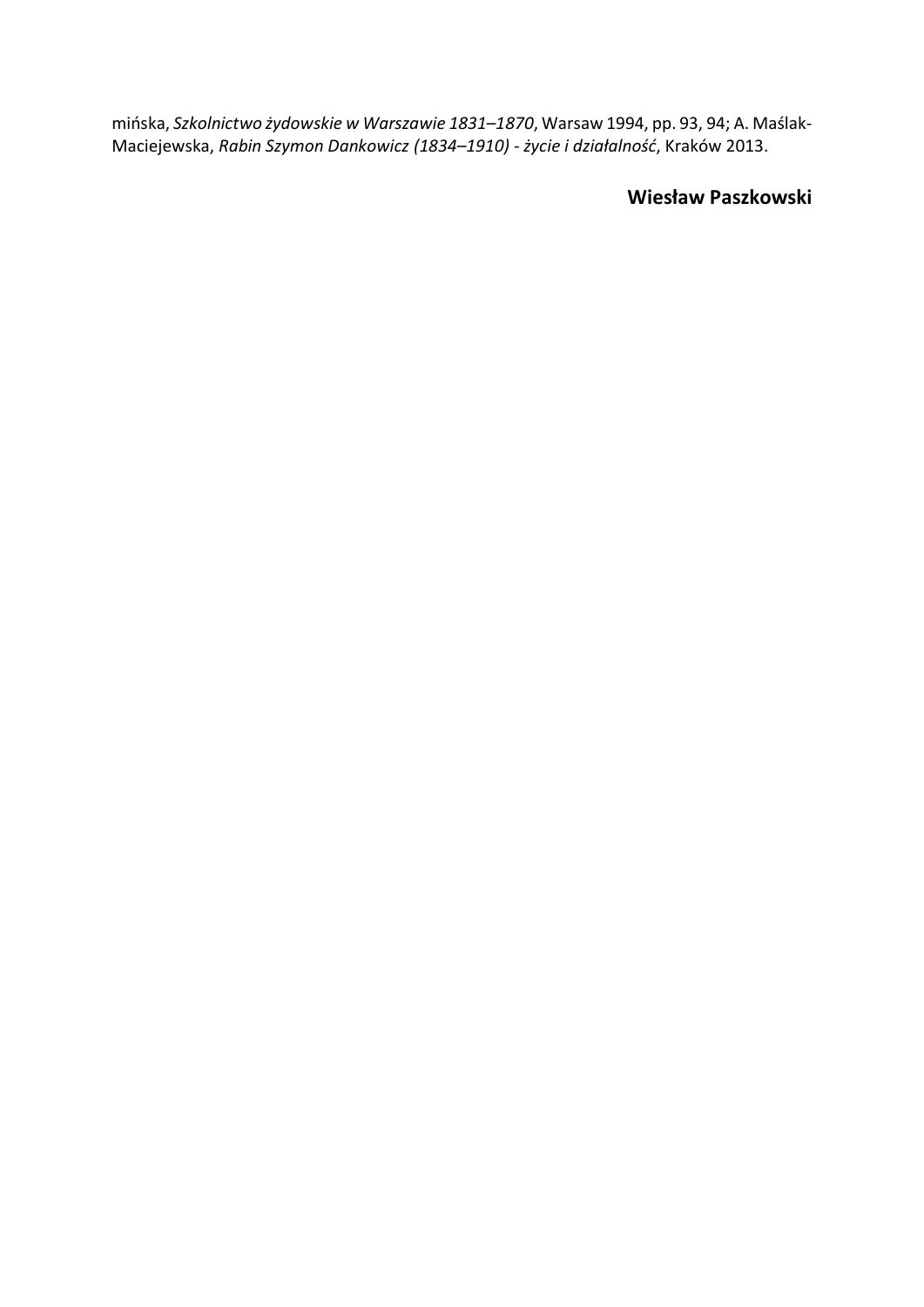mińska, *Szkolnictwo żydowskie w Warszawie 1831–1870*, Warsaw 1994, pp. 93, 94; A. Maślak-Maciejewska, *Rabin Szymon Dankowicz (1834–1910) - życie i działalność*, Kraków 2013.

**Wiesław Paszkowski**